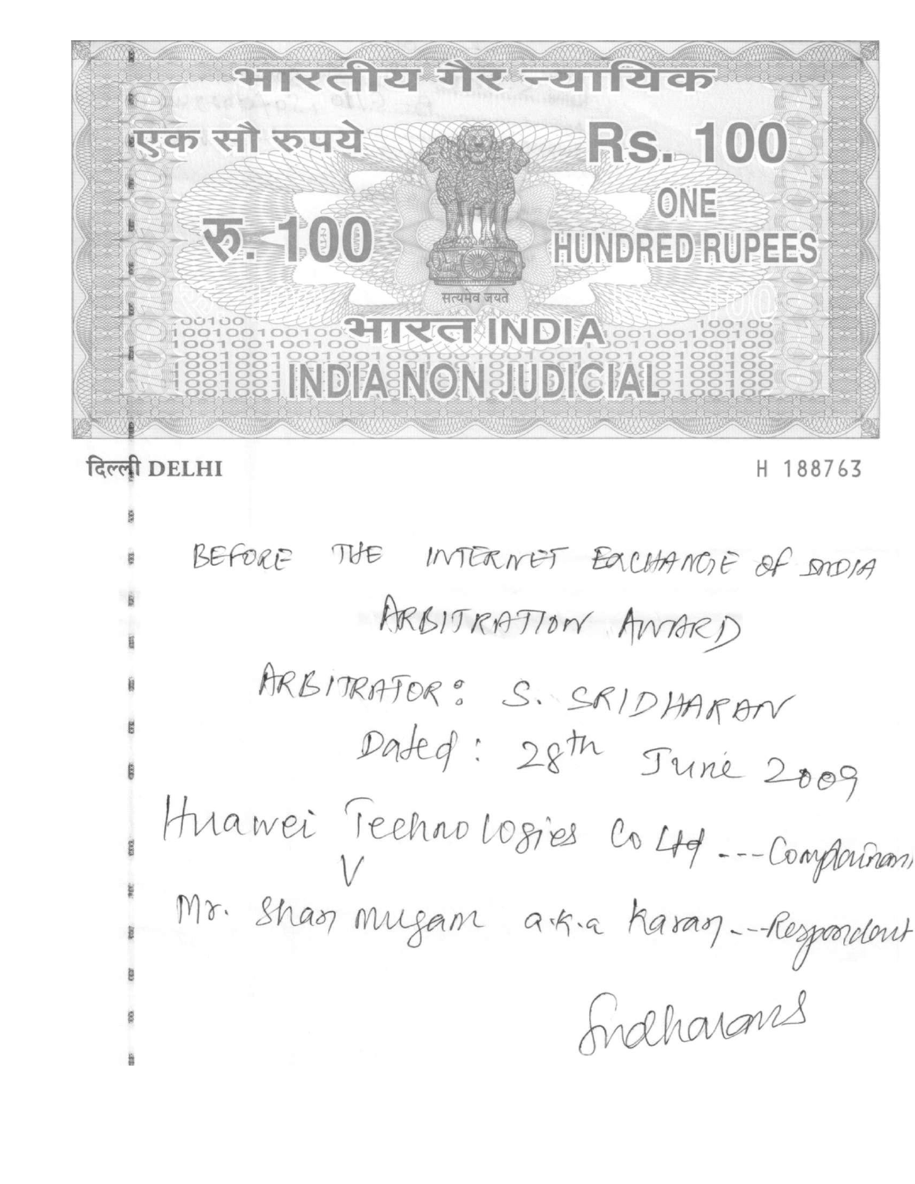भारतीय गैर न्यायिक

एक सौ रुपये

Rs. 100

ONE HUNDRED RUPEES

रु. 100

सत्यमेव जयते

भारत INDIA

INDIA NON JUDICIAL

दिल्ली DELHI

H 188763

BEFORE THE INTERNET EXCHANGE OF INDIA

ARBITRATION AWARD

ARBITRATOR: S. SRIDHARAN

Dated: 28th June 2009

Huawei Technologies Co Ltd ---Complainant

V

Mr. Shanmugam a.k.a Karan ---Respondent

Sridharan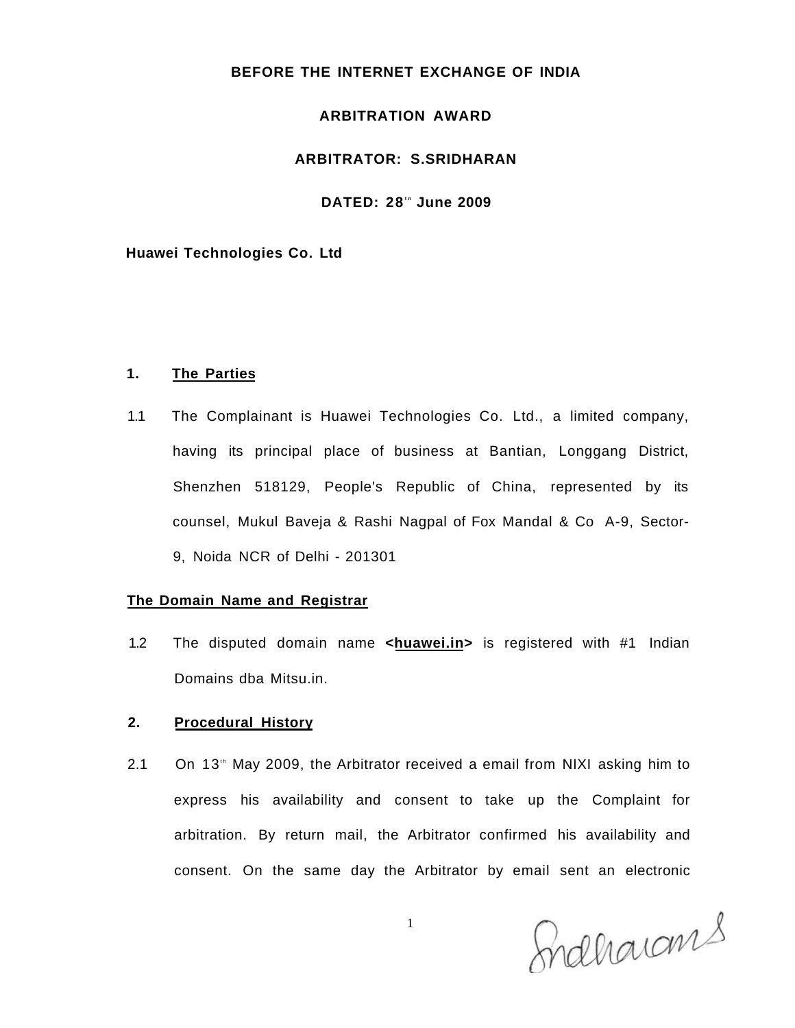**BEFORE THE INTERNET EXCHANGE OF INDIA**

**ARBITRATION AWARD**

**ARBITRATOR: S.SRIDHARAN**

**DATED: 28th June 2009**

**Huawei Technologies Co. Ltd**

**1. The Parties**

1.1 The Complainant is Huawei Technologies Co. Ltd., a limited company, having its principal place of business at Bantian, Longgang District, Shenzhen 518129, People's Republic of China, represented by its counsel, Mukul Baveja & Rashi Nagpal of Fox Mandal & Co A-9, Sector-9, Noida NCR of Delhi - 201301

**The Domain Name and Registrar**

1.2 The disputed domain name **<huawei.in>** is registered with #1 Indian Domains dba Mitsu.in.

**2. Procedural History**

2.1 On 13th May 2009, the Arbitrator received a email from NIXI asking him to express his availability and consent to take up the Complaint for arbitration. By return mail, the Arbitrator confirmed his availability and consent. On the same day the Arbitrator by email sent an electronic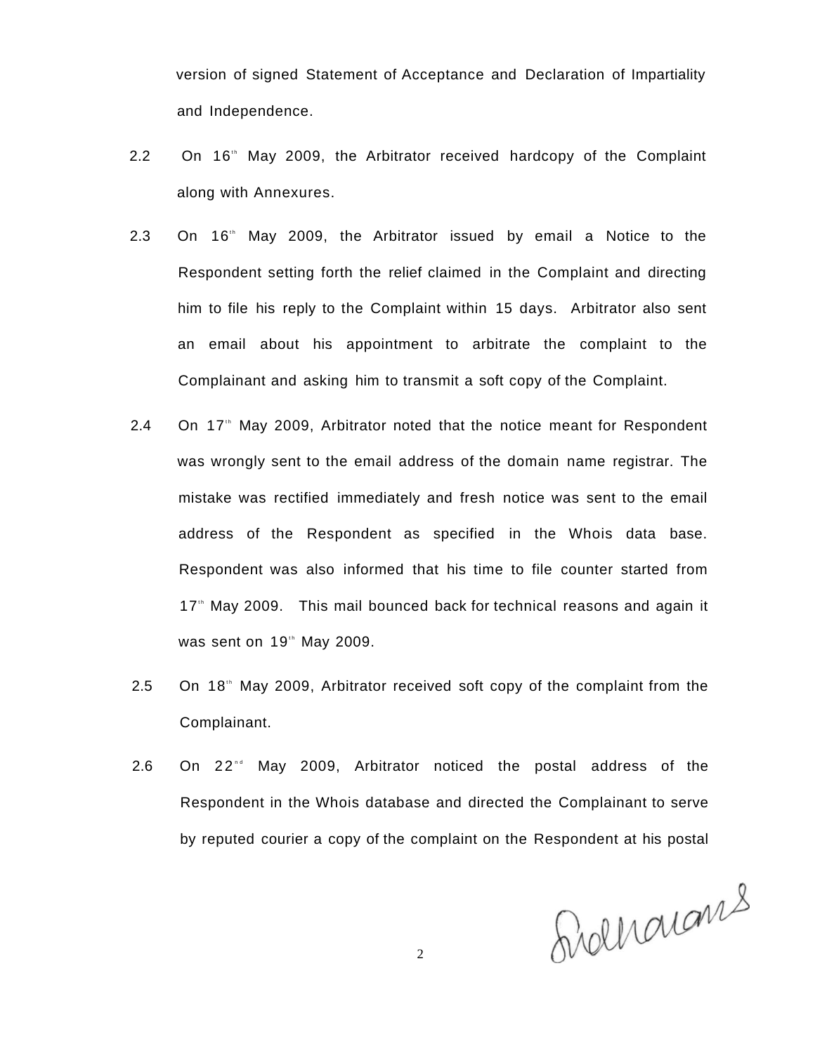version of signed Statement of Acceptance and Declaration of Impartiality and Independence.

2.2 On 16th May 2009, the Arbitrator received hardcopy of the Complaint along with Annexures.

2.3 On 16th May 2009, the Arbitrator issued by email a Notice to the Respondent setting forth the relief claimed in the Complaint and directing him to file his reply to the Complaint within 15 days. Arbitrator also sent an email about his appointment to arbitrate the complaint to the Complainant and asking him to transmit a soft copy of the Complaint.

2.4 On 17th May 2009, Arbitrator noted that the notice meant for Respondent was wrongly sent to the email address of the domain name registrar. The mistake was rectified immediately and fresh notice was sent to the email address of the Respondent as specified in the Whois data base. Respondent was also informed that his time to file counter started from 17th May 2009. This mail bounced back for technical reasons and again it was sent on 19th May 2009.

2.5 On 18th May 2009, Arbitrator received soft copy of the complaint from the Complainant.

2.6 On 22nd May 2009, Arbitrator noticed the postal address of the Respondent in the Whois database and directed the Complainant to serve by reputed courier a copy of the complaint on the Respondent at his postal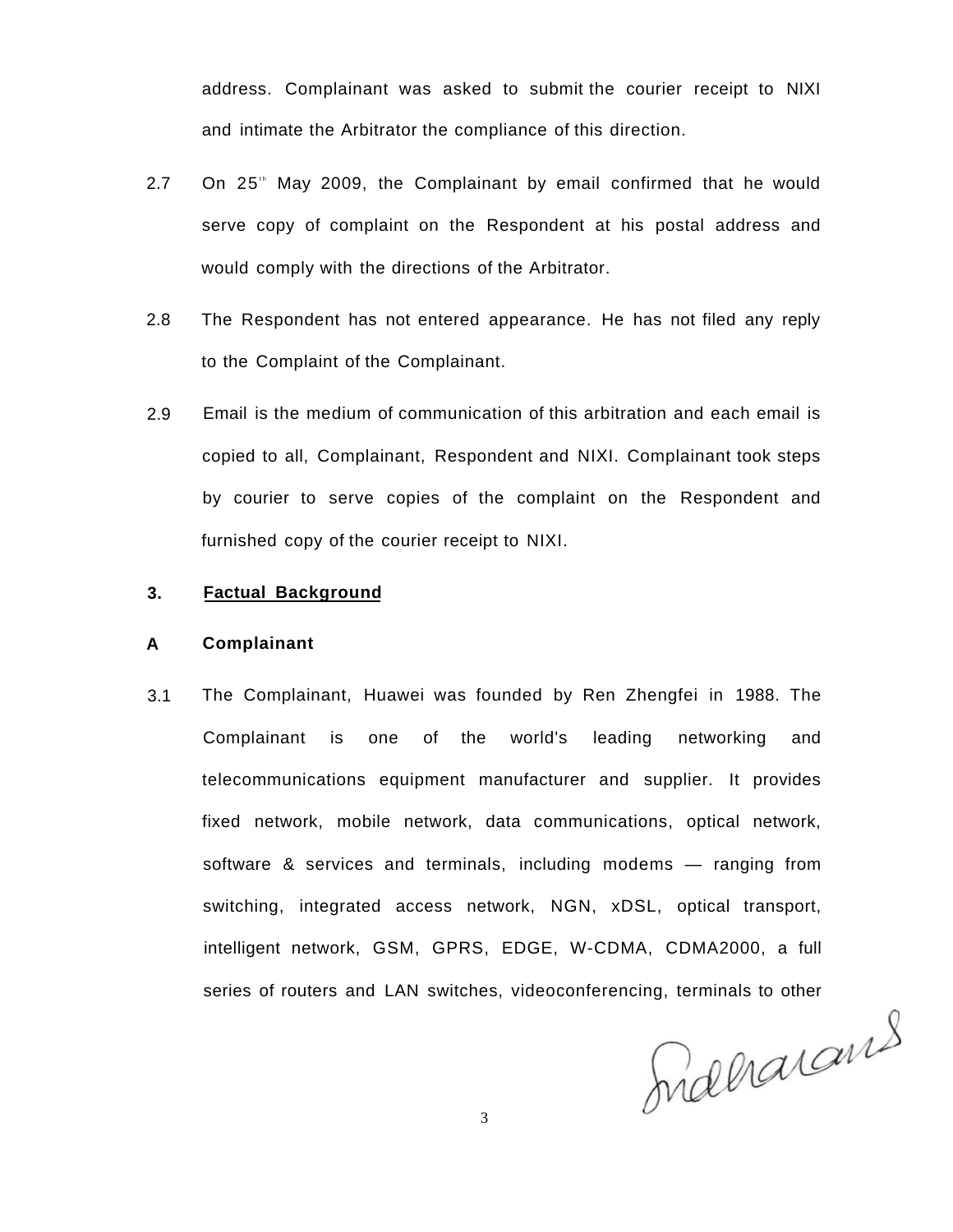address. Complainant was asked to submit the courier receipt to NIXI and intimate the Arbitrator the compliance of this direction.

2.7 On 25th May 2009, the Complainant by email confirmed that he would serve copy of complaint on the Respondent at his postal address and would comply with the directions of the Arbitrator.

2.8 The Respondent has not entered appearance. He has not filed any reply to the Complaint of the Complainant.

2.9 Email is the medium of communication of this arbitration and each email is copied to all, Complainant, Respondent and NIXI. Complainant took steps by courier to serve copies of the complaint on the Respondent and furnished copy of the courier receipt to NIXI.

## 3. Factual Background

### A Complainant

3.1 The Complainant, Huawei was founded by Ren Zhengfei in 1988. The Complainant is one of the world's leading networking and telecommunications equipment manufacturer and supplier. It provides fixed network, mobile network, data communications, optical network, software & services and terminals, including modems — ranging from switching, integrated access network, NGN, xDSL, optical transport, intelligent network, GSM, GPRS, EDGE, W-CDMA, CDMA2000, a full series of routers and LAN switches, videoconferencing, terminals to other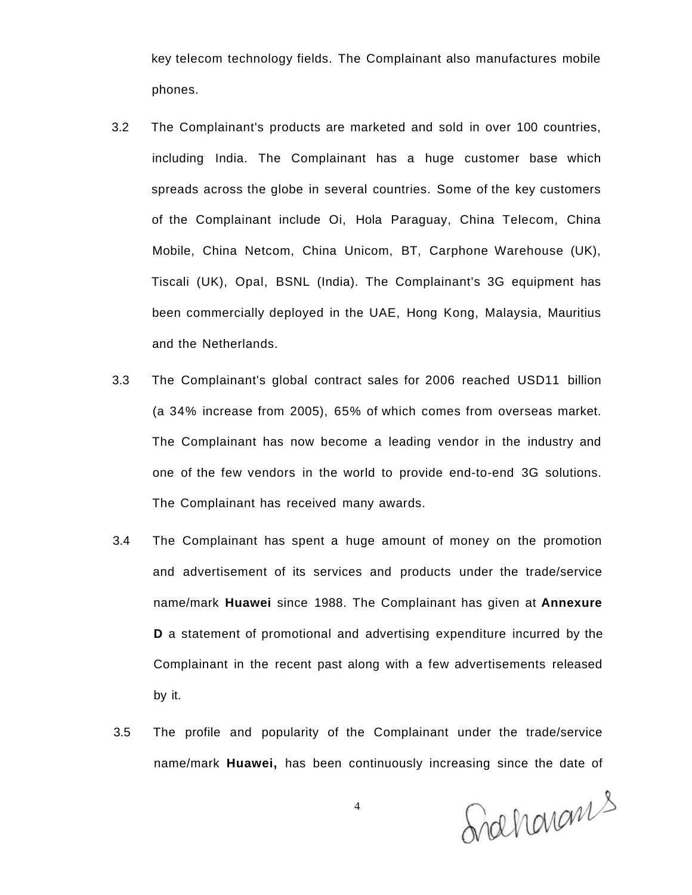key telecom technology fields. The Complainant also manufactures mobile phones.

3.2 The Complainant's products are marketed and sold in over 100 countries, including India. The Complainant has a huge customer base which spreads across the globe in several countries. Some of the key customers of the Complainant include Oi, Hola Paraguay, China Telecom, China Mobile, China Netcom, China Unicom, BT, Carphone Warehouse (UK), Tiscali (UK), Opal, BSNL (India). The Complainant's 3G equipment has been commercially deployed in the UAE, Hong Kong, Malaysia, Mauritius and the Netherlands.

3.3 The Complainant's global contract sales for 2006 reached USD11 billion (a 34% increase from 2005), 65% of which comes from overseas market. The Complainant has now become a leading vendor in the industry and one of the few vendors in the world to provide end-to-end 3G solutions. The Complainant has received many awards.

3.4 The Complainant has spent a huge amount of money on the promotion and advertisement of its services and products under the trade/service name/mark **Huawei** since 1988. The Complainant has given at **Annexure D** a statement of promotional and advertising expenditure incurred by the Complainant in the recent past along with a few advertisements released by it.

3.5 The profile and popularity of the Complainant under the trade/service name/mark **Huawei,** has been continuously increasing since the date of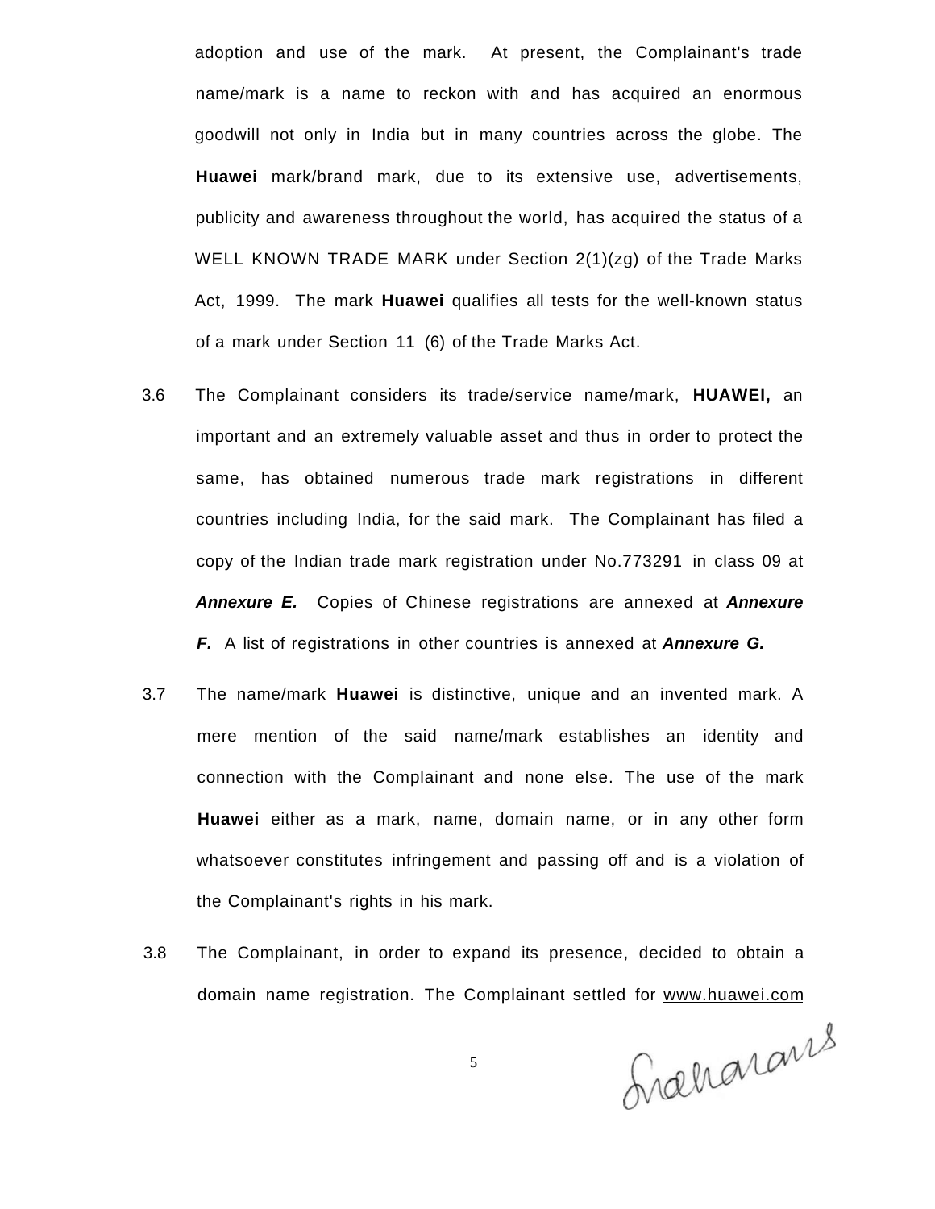adoption and use of the mark. At present, the Complainant's trade name/mark is a name to reckon with and has acquired an enormous goodwill not only in India but in many countries across the globe. The **Huawei** mark/brand mark, due to its extensive use, advertisements, publicity and awareness throughout the world, has acquired the status of a WELL KNOWN TRADE MARK under Section 2(1)(zg) of the Trade Marks Act, 1999. The mark **Huawei** qualifies all tests for the well-known status of a mark under Section 11 (6) of the Trade Marks Act.

3.6 The Complainant considers its trade/service name/mark, **HUAWEI,** an important and an extremely valuable asset and thus in order to protect the same, has obtained numerous trade mark registrations in different countries including India, for the said mark. The Complainant has filed a copy of the Indian trade mark registration under No.773291 in class 09 at ***Annexure E.*** Copies of Chinese registrations are annexed at ***Annexure F.*** A list of registrations in other countries is annexed at ***Annexure G.***

3.7 The name/mark **Huawei** is distinctive, unique and an invented mark. A mere mention of the said name/mark establishes an identity and connection with the Complainant and none else. The use of the mark **Huawei** either as a mark, name, domain name, or in any other form whatsoever constitutes infringement and passing off and is a violation of the Complainant's rights in his mark.

3.8 The Complainant, in order to expand its presence, decided to obtain a domain name registration. The Complainant settled for www.huawei.com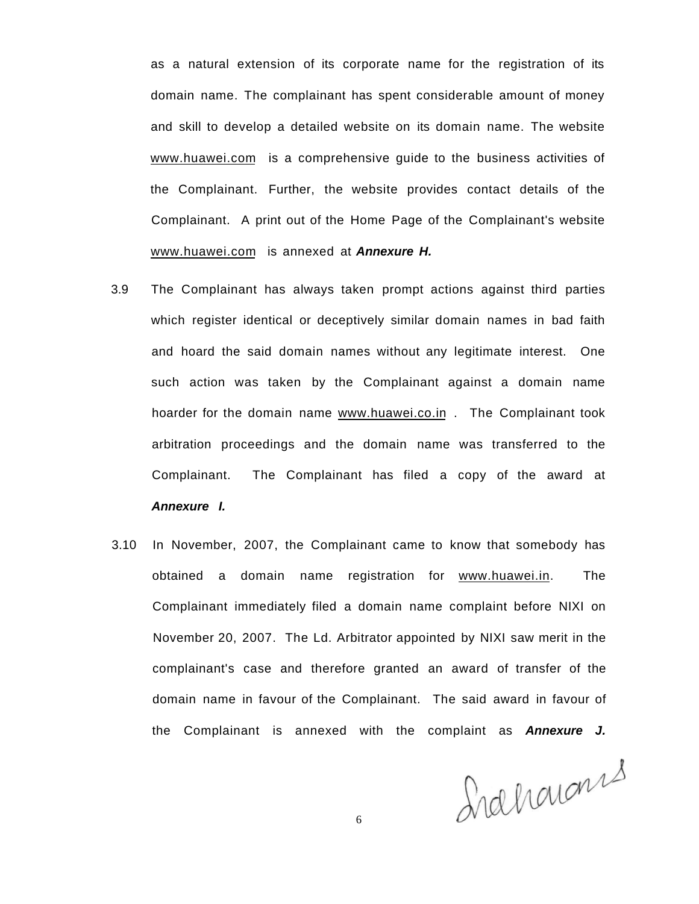as a natural extension of its corporate name for the registration of its domain name. The complainant has spent considerable amount of money and skill to develop a detailed website on its domain name. The website www.huawei.com is a comprehensive guide to the business activities of the Complainant. Further, the website provides contact details of the Complainant. A print out of the Home Page of the Complainant's website www.huawei.com is annexed at ***Annexure H.***

3.9 The Complainant has always taken prompt actions against third parties which register identical or deceptively similar domain names in bad faith and hoard the said domain names without any legitimate interest. One such action was taken by the Complainant against a domain name hoarder for the domain name www.huawei.co.in . The Complainant took arbitration proceedings and the domain name was transferred to the Complainant. The Complainant has filed a copy of the award at ***Annexure I.***

3.10 In November, 2007, the Complainant came to know that somebody has obtained a domain name registration for www.huawei.in. The Complainant immediately filed a domain name complaint before NIXI on November 20, 2007. The Ld. Arbitrator appointed by NIXI saw merit in the complainant's case and therefore granted an award of transfer of the domain name in favour of the Complainant. The said award in favour of the Complainant is annexed with the complaint as ***Annexure J.***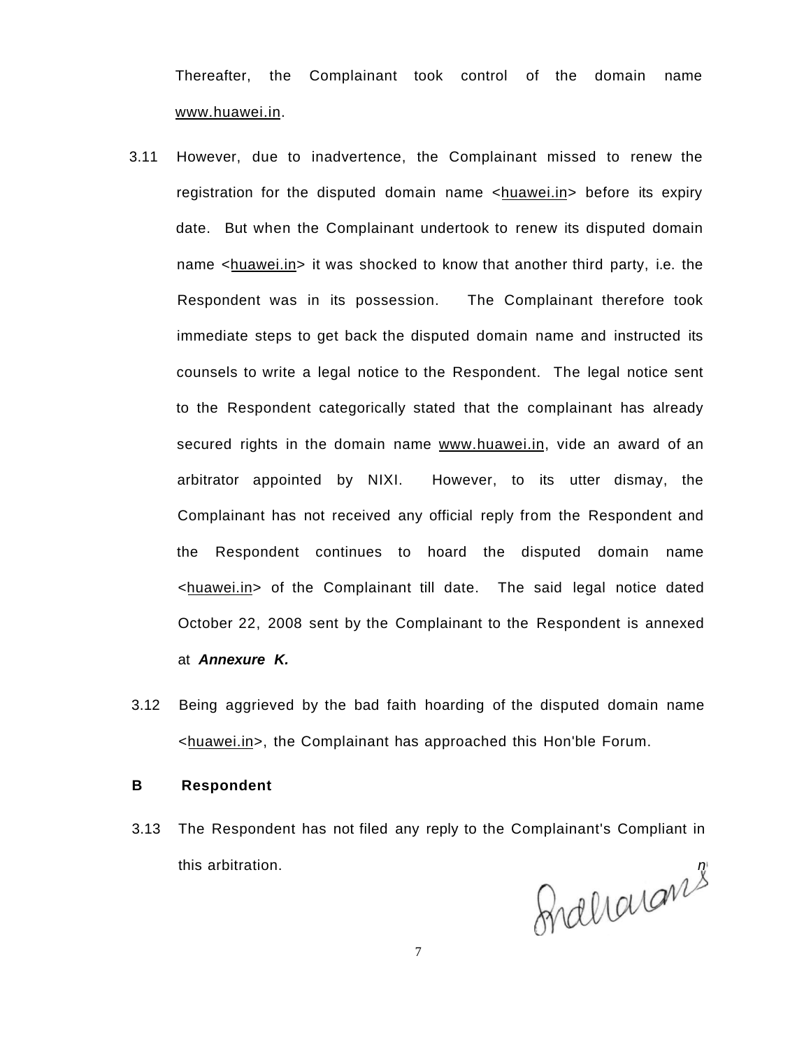Thereafter, the Complainant took control of the domain name www.huawei.in.

3.11 However, due to inadvertence, the Complainant missed to renew the registration for the disputed domain name <huawei.in> before its expiry date. But when the Complainant undertook to renew its disputed domain name <huawei.in> it was shocked to know that another third party, i.e. the Respondent was in its possession. The Complainant therefore took immediate steps to get back the disputed domain name and instructed its counsels to write a legal notice to the Respondent. The legal notice sent to the Respondent categorically stated that the complainant has already secured rights in the domain name www.huawei.in, vide an award of an arbitrator appointed by NIXI. However, to its utter dismay, the Complainant has not received any official reply from the Respondent and the Respondent continues to hoard the disputed domain name <huawei.in> of the Complainant till date. The said legal notice dated October 22, 2008 sent by the Complainant to the Respondent is annexed at ***Annexure K.***

3.12 Being aggrieved by the bad faith hoarding of the disputed domain name <huawei.in>, the Complainant has approached this Hon'ble Forum.

**B Respondent**

3.13 The Respondent has not filed any reply to the Complainant's Compliant in this arbitration.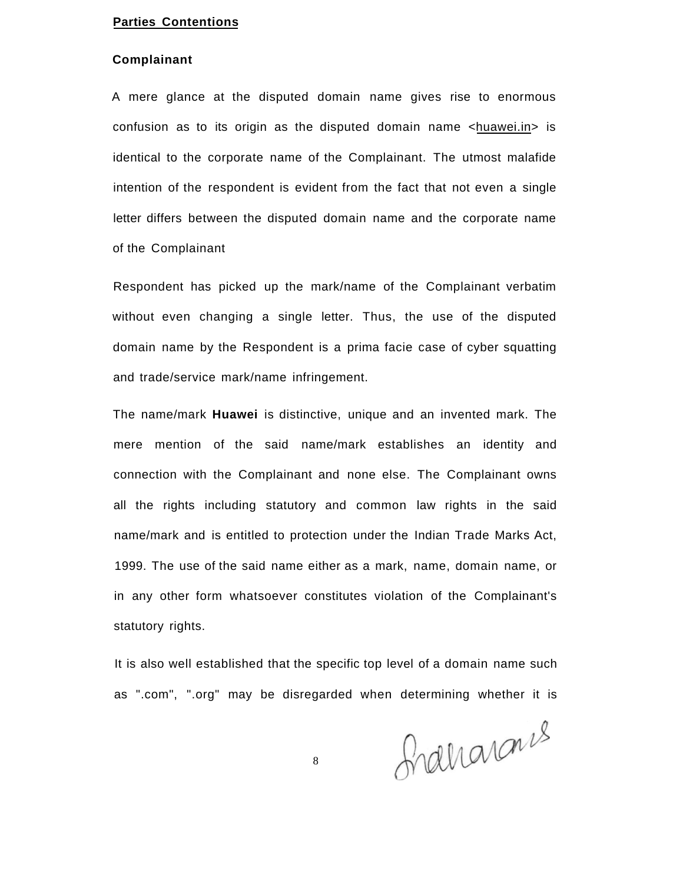**Parties Contentions**

**Complainant**

A mere glance at the disputed domain name gives rise to enormous confusion as to its origin as the disputed domain name <huawei.in> is identical to the corporate name of the Complainant. The utmost malafide intention of the respondent is evident from the fact that not even a single letter differs between the disputed domain name and the corporate name of the Complainant

Respondent has picked up the mark/name of the Complainant verbatim without even changing a single letter. Thus, the use of the disputed domain name by the Respondent is a prima facie case of cyber squatting and trade/service mark/name infringement.

The name/mark **Huawei** is distinctive, unique and an invented mark. The mere mention of the said name/mark establishes an identity and connection with the Complainant and none else. The Complainant owns all the rights including statutory and common law rights in the said name/mark and is entitled to protection under the Indian Trade Marks Act, 1999. The use of the said name either as a mark, name, domain name, or in any other form whatsoever constitutes violation of the Complainant's statutory rights.

It is also well established that the specific top level of a domain name such as ".com", ".org" may be disregarded when determining whether it is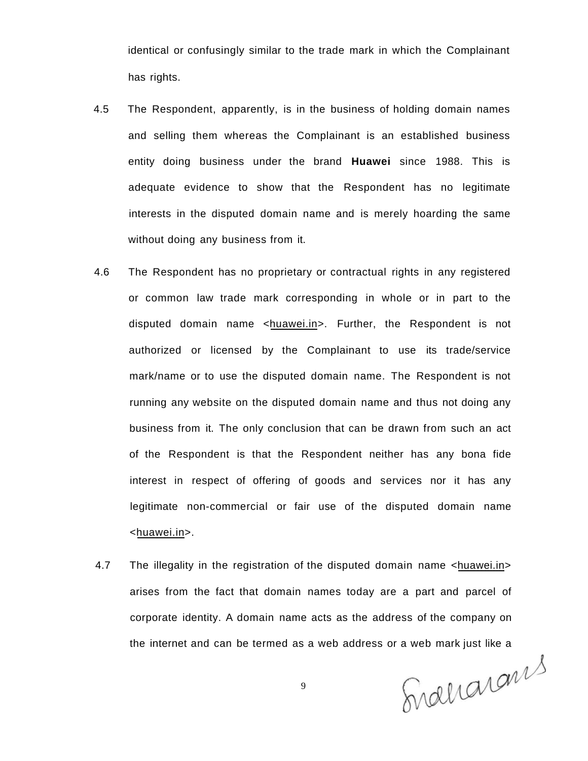identical or confusingly similar to the trade mark in which the Complainant has rights.

4.5 The Respondent, apparently, is in the business of holding domain names and selling them whereas the Complainant is an established business entity doing business under the brand **Huawei** since 1988. This is adequate evidence to show that the Respondent has no legitimate interests in the disputed domain name and is merely hoarding the same without doing any business from it.

4.6 The Respondent has no proprietary or contractual rights in any registered or common law trade mark corresponding in whole or in part to the disputed domain name <huawei.in>. Further, the Respondent is not authorized or licensed by the Complainant to use its trade/service mark/name or to use the disputed domain name. The Respondent is not running any website on the disputed domain name and thus not doing any business from it. The only conclusion that can be drawn from such an act of the Respondent is that the Respondent neither has any bona fide interest in respect of offering of goods and services nor it has any legitimate non-commercial or fair use of the disputed domain name <huawei.in>.

4.7 The illegality in the registration of the disputed domain name <huawei.in> arises from the fact that domain names today are a part and parcel of corporate identity. A domain name acts as the address of the company on the internet and can be termed as a web address or a web mark just like a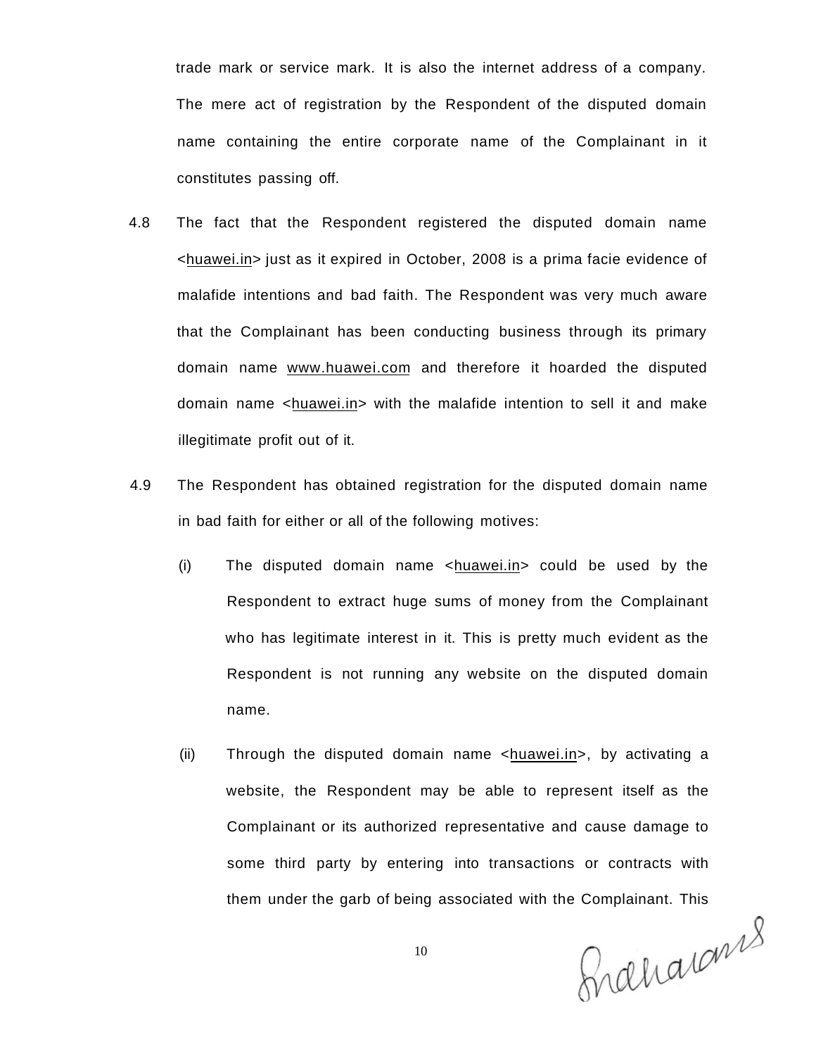trade mark or service mark. It is also the internet address of a company. The mere act of registration by the Respondent of the disputed domain name containing the entire corporate name of the Complainant in it constitutes passing off.

4.8 The fact that the Respondent registered the disputed domain name <huawei.in> just as it expired in October, 2008 is a prima facie evidence of malafide intentions and bad faith. The Respondent was very much aware that the Complainant has been conducting business through its primary domain name www.huawei.com and therefore it hoarded the disputed domain name <huawei.in> with the malafide intention to sell it and make illegitimate profit out of it.

4.9 The Respondent has obtained registration for the disputed domain name in bad faith for either or all of the following motives:

(i) The disputed domain name <huawei.in> could be used by the Respondent to extract huge sums of money from the Complainant who has legitimate interest in it. This is pretty much evident as the Respondent is not running any website on the disputed domain name.

(ii) Through the disputed domain name <huawei.in>, by activating a website, the Respondent may be able to represent itself as the Complainant or its authorized representative and cause damage to some third party by entering into transactions or contracts with them under the garb of being associated with the Complainant. This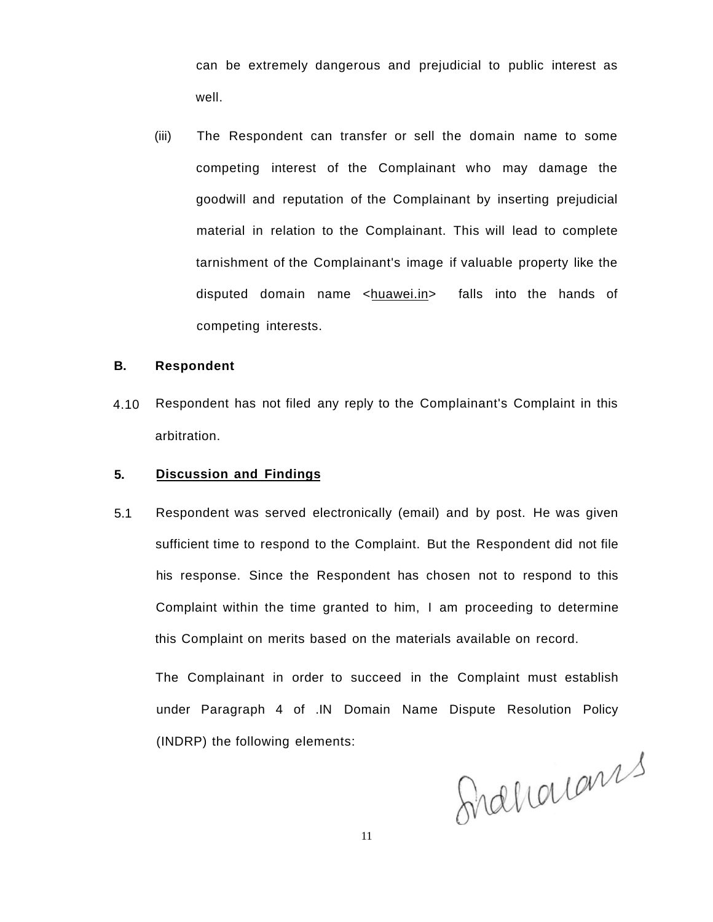can be extremely dangerous and prejudicial to public interest as well.

(iii) The Respondent can transfer or sell the domain name to some competing interest of the Complainant who may damage the goodwill and reputation of the Complainant by inserting prejudicial material in relation to the Complainant. This will lead to complete tarnishment of the Complainant's image if valuable property like the disputed domain name <huawei.in> falls into the hands of competing interests.

**B. Respondent**

4.10 Respondent has not filed any reply to the Complainant's Complaint in this arbitration.

## 5. Discussion and Findings

5.1 Respondent was served electronically (email) and by post. He was given sufficient time to respond to the Complaint. But the Respondent did not file his response. Since the Respondent has chosen not to respond to this Complaint within the time granted to him, I am proceeding to determine this Complaint on merits based on the materials available on record.

The Complainant in order to succeed in the Complaint must establish under Paragraph 4 of .IN Domain Name Dispute Resolution Policy (INDRP) the following elements: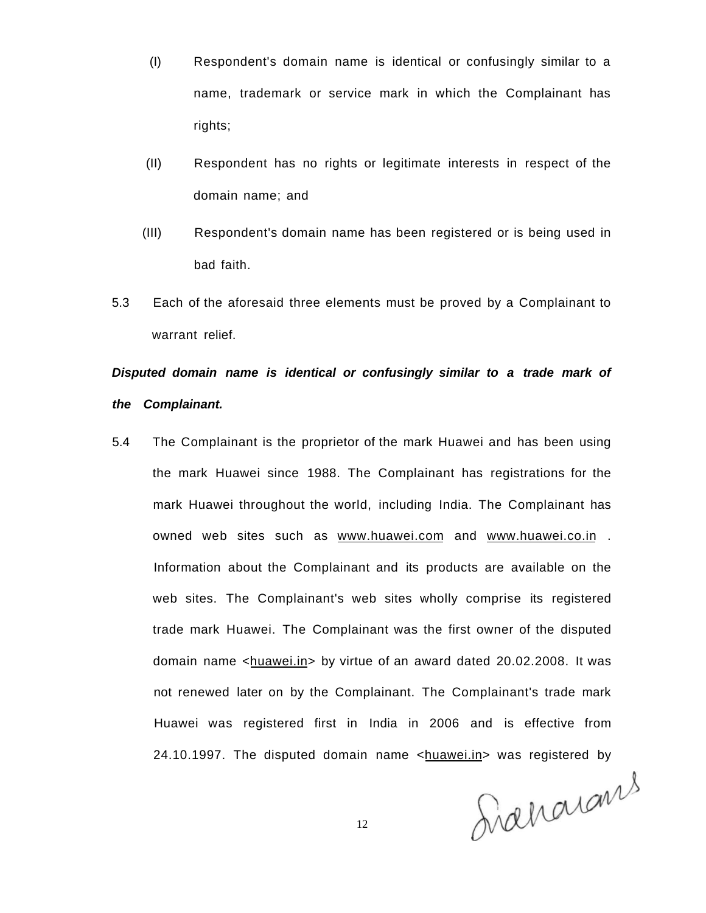(I) Respondent's domain name is identical or confusingly similar to a name, trademark or service mark in which the Complainant has rights;

(II) Respondent has no rights or legitimate interests in respect of the domain name; and

(III) Respondent's domain name has been registered or is being used in bad faith.

5.3 Each of the aforesaid three elements must be proved by a Complainant to warrant relief.

***Disputed domain name is identical or confusingly similar to a trade mark of the Complainant.***

5.4 The Complainant is the proprietor of the mark Huawei and has been using the mark Huawei since 1988. The Complainant has registrations for the mark Huawei throughout the world, including India. The Complainant has owned web sites such as www.huawei.com and www.huawei.co.in . Information about the Complainant and its products are available on the web sites. The Complainant's web sites wholly comprise its registered trade mark Huawei. The Complainant was the first owner of the disputed domain name <huawei.in> by virtue of an award dated 20.02.2008. It was not renewed later on by the Complainant. The Complainant's trade mark Huawei was registered first in India in 2006 and is effective from 24.10.1997. The disputed domain name <huawei.in> was registered by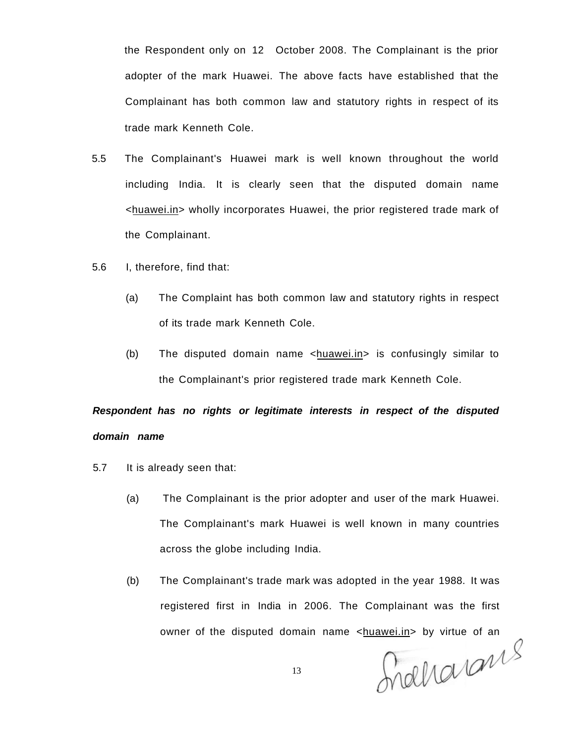the Respondent only on 12 October 2008. The Complainant is the prior adopter of the mark Huawei. The above facts have established that the Complainant has both common law and statutory rights in respect of its trade mark Kenneth Cole.

5.5 The Complainant's Huawei mark is well known throughout the world including India. It is clearly seen that the disputed domain name <huawei.in> wholly incorporates Huawei, the prior registered trade mark of the Complainant.

5.6 I, therefore, find that:

(a) The Complaint has both common law and statutory rights in respect of its trade mark Kenneth Cole.

(b) The disputed domain name <huawei.in> is confusingly similar to the Complainant's prior registered trade mark Kenneth Cole.

***Respondent has no rights or legitimate interests in respect of the disputed domain name***

5.7 It is already seen that:

(a) The Complainant is the prior adopter and user of the mark Huawei. The Complainant's mark Huawei is well known in many countries across the globe including India.

(b) The Complainant's trade mark was adopted in the year 1988. It was registered first in India in 2006. The Complainant was the first owner of the disputed domain name <huawei.in> by virtue of an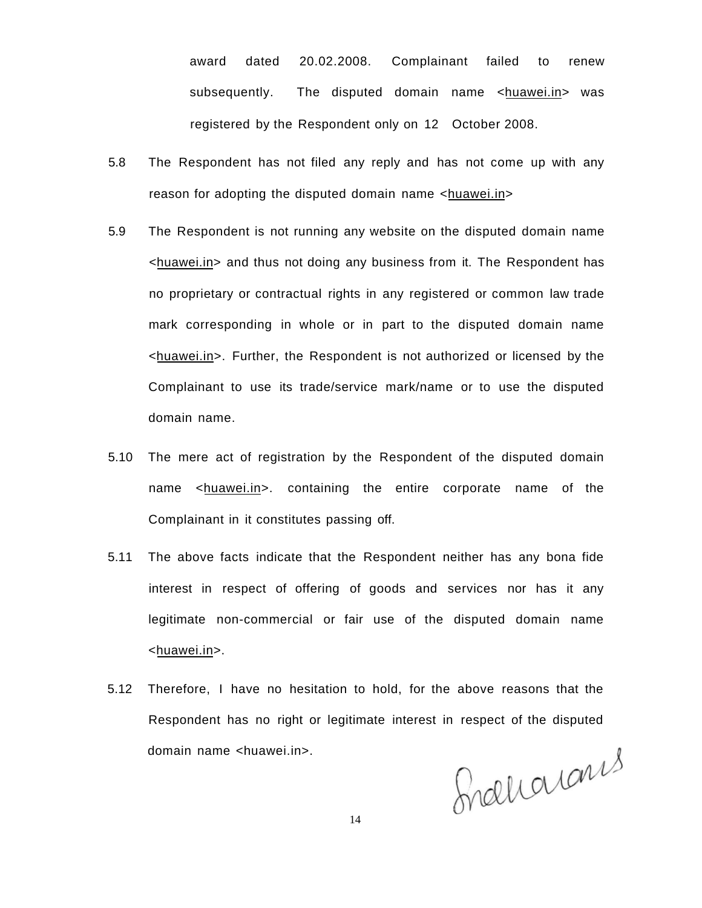award dated 20.02.2008. Complainant failed to renew subsequently. The disputed domain name <huawei.in> was registered by the Respondent only on 12 October 2008.

5.8 The Respondent has not filed any reply and has not come up with any reason for adopting the disputed domain name <huawei.in>

5.9 The Respondent is not running any website on the disputed domain name <huawei.in> and thus not doing any business from it. The Respondent has no proprietary or contractual rights in any registered or common law trade mark corresponding in whole or in part to the disputed domain name <huawei.in>. Further, the Respondent is not authorized or licensed by the Complainant to use its trade/service mark/name or to use the disputed domain name.

5.10 The mere act of registration by the Respondent of the disputed domain name <huawei.in>. containing the entire corporate name of the Complainant in it constitutes passing off.

5.11 The above facts indicate that the Respondent neither has any bona fide interest in respect of offering of goods and services nor has it any legitimate non-commercial or fair use of the disputed domain name <huawei.in>.

5.12 Therefore, I have no hesitation to hold, for the above reasons that the Respondent has no right or legitimate interest in respect of the disputed domain name <huawei.in>.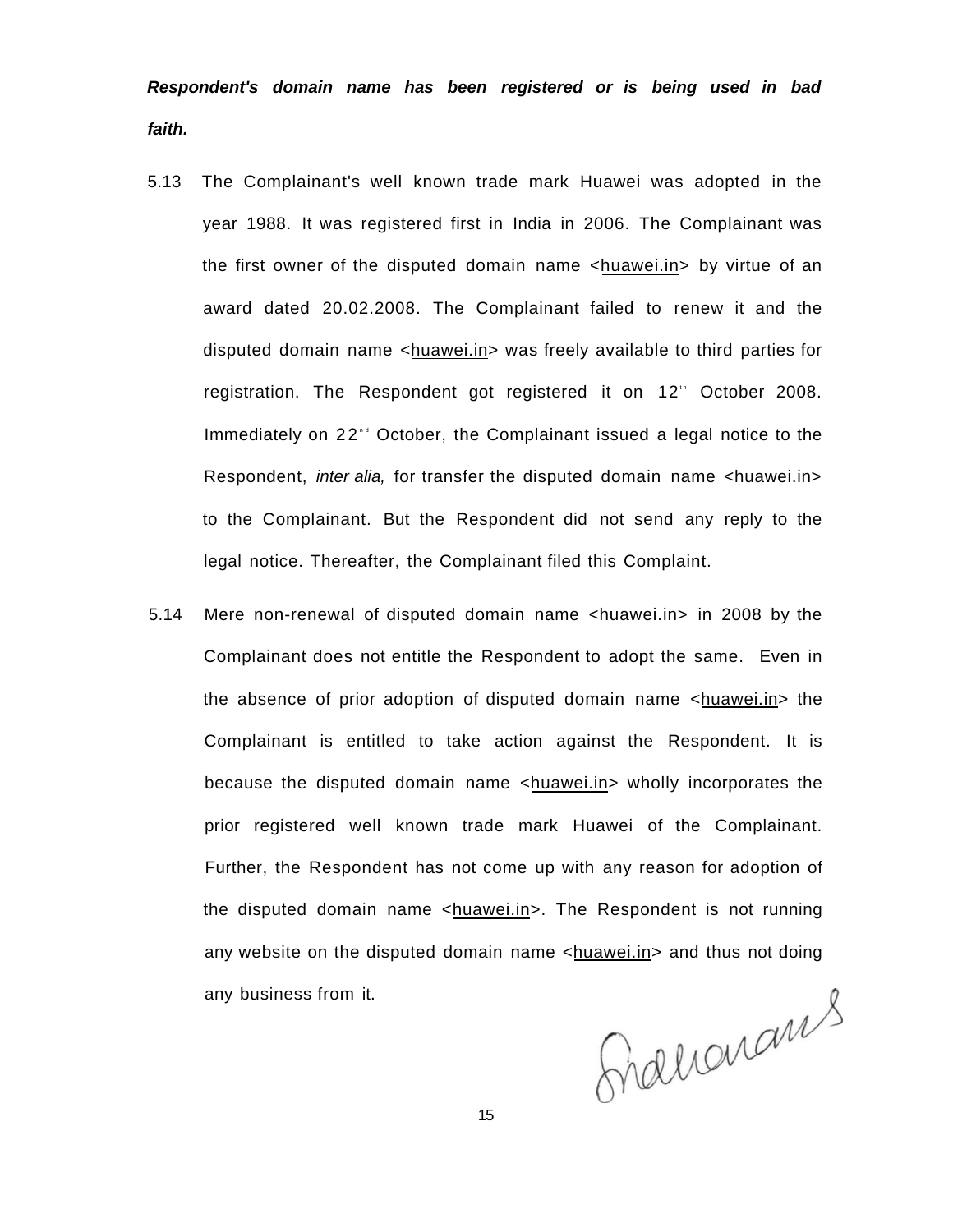***Respondent's domain name has been registered or is being used in bad faith.***

5.13 The Complainant's well known trade mark Huawei was adopted in the year 1988. It was registered first in India in 2006. The Complainant was the first owner of the disputed domain name <huawei.in> by virtue of an award dated 20.02.2008. The Complainant failed to renew it and the disputed domain name <huawei.in> was freely available to third parties for registration. The Respondent got registered it on 12th October 2008. Immediately on 22nd October, the Complainant issued a legal notice to the Respondent, *inter alia,* for transfer the disputed domain name <huawei.in> to the Complainant. But the Respondent did not send any reply to the legal notice. Thereafter, the Complainant filed this Complaint.

5.14 Mere non-renewal of disputed domain name <huawei.in> in 2008 by the Complainant does not entitle the Respondent to adopt the same. Even in the absence of prior adoption of disputed domain name <huawei.in> the Complainant is entitled to take action against the Respondent. It is because the disputed domain name <huawei.in> wholly incorporates the prior registered well known trade mark Huawei of the Complainant. Further, the Respondent has not come up with any reason for adoption of the disputed domain name <huawei.in>. The Respondent is not running any website on the disputed domain name <huawei.in> and thus not doing any business from it.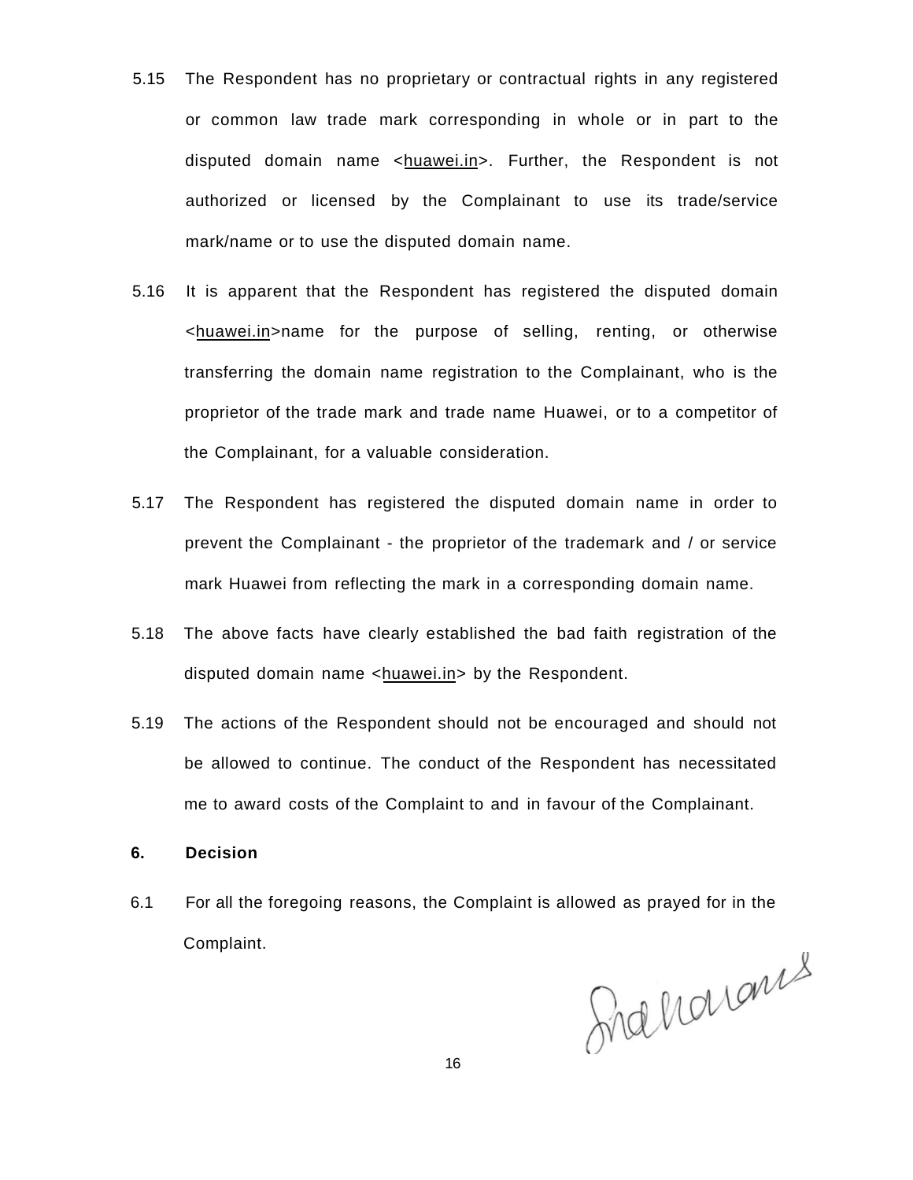5.15 The Respondent has no proprietary or contractual rights in any registered or common law trade mark corresponding in whole or in part to the disputed domain name <huawei.in>. Further, the Respondent is not authorized or licensed by the Complainant to use its trade/service mark/name or to use the disputed domain name.

5.16 It is apparent that the Respondent has registered the disputed domain <huawei.in>name for the purpose of selling, renting, or otherwise transferring the domain name registration to the Complainant, who is the proprietor of the trade mark and trade name Huawei, or to a competitor of the Complainant, for a valuable consideration.

5.17 The Respondent has registered the disputed domain name in order to prevent the Complainant - the proprietor of the trademark and / or service mark Huawei from reflecting the mark in a corresponding domain name.

5.18 The above facts have clearly established the bad faith registration of the disputed domain name <huawei.in> by the Respondent.

5.19 The actions of the Respondent should not be encouraged and should not be allowed to continue. The conduct of the Respondent has necessitated me to award costs of the Complaint to and in favour of the Complainant.

**6. Decision**

6.1 For all the foregoing reasons, the Complaint is allowed as prayed for in the Complaint.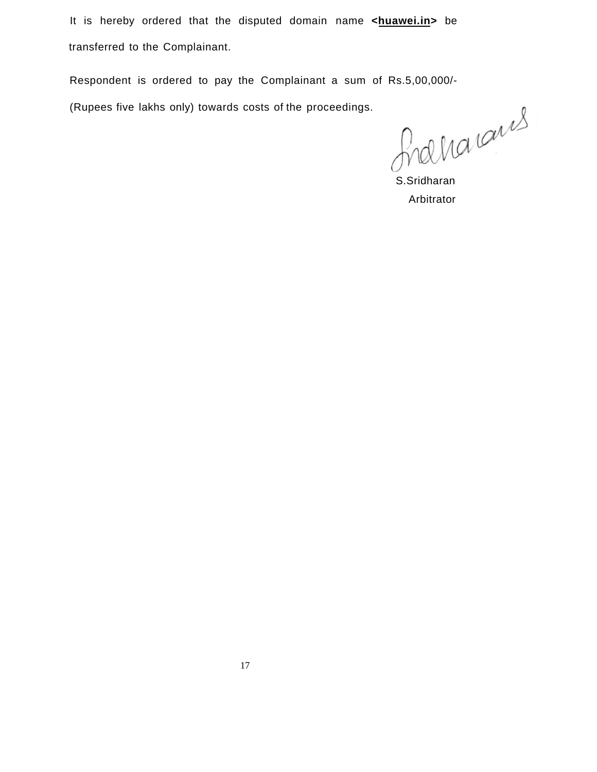It is hereby ordered that the disputed domain name **<huawei.in>** be transferred to the Complainant.

Respondent is ordered to pay the Complainant a sum of Rs.5,00,000/- (Rupees five lakhs only) towards costs of the proceedings.

S.Sridharan

Arbitrator